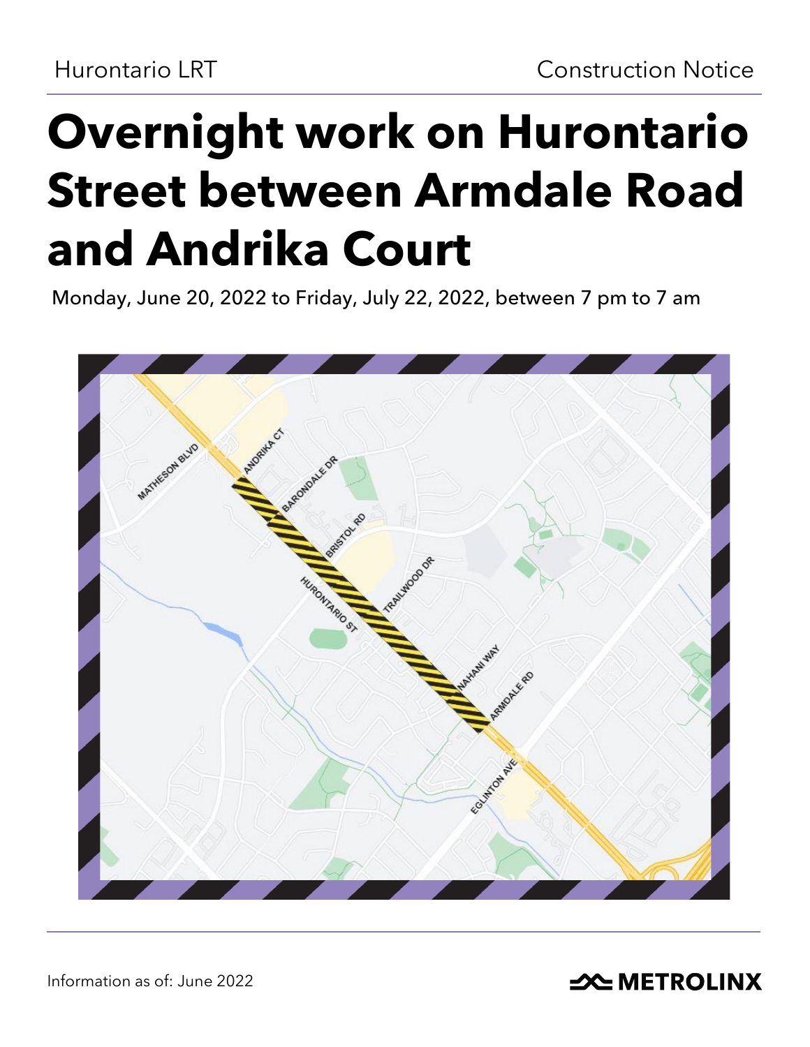Hurontario LRT

Construction Notice

# Overnight work on Hurontario Street between Armdale Road and Andrika Court

Monday, June 20, 2022 to Friday, July 22, 2022, between 7 pm to 7 am

Information as of: June 2022

METROLINX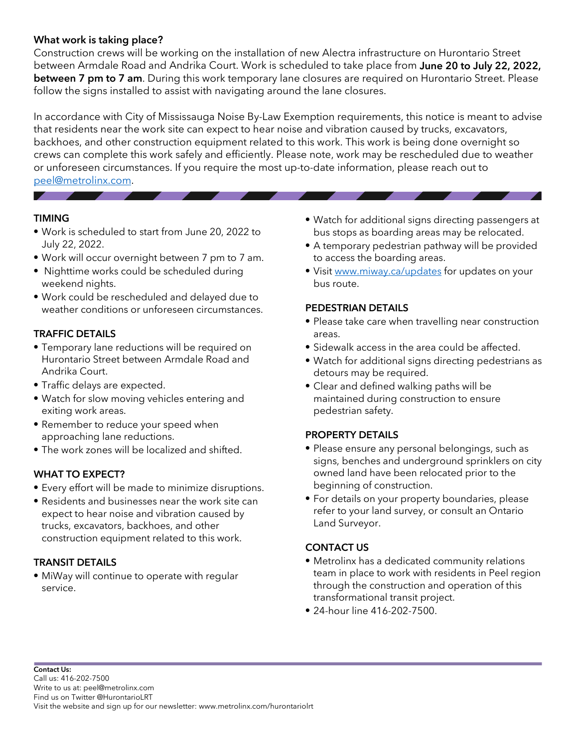**What work is taking place?**

Construction crews will be working on the installation of new Alectra infrastructure on Hurontario Street between Armdale Road and Andrika Court. Work is scheduled to take place from **June 20 to July 22, 2022, between 7 pm to 7 am**. During this work temporary lane closures are required on Hurontario Street. Please follow the signs installed to assist with navigating around the lane closures.

In accordance with City of Mississauga Noise By-Law Exemption requirements, this notice is meant to advise that residents near the work site can expect to hear noise and vibration caused by trucks, excavators, backhoes, and other construction equipment related to this work. This work is being done overnight so crews can complete this work safely and efficiently. Please note, work may be rescheduled due to weather or unforeseen circumstances. If you require the most up-to-date information, please reach out to peel@metrolinx.com.

## TIMING

- Work is scheduled to start from June 20, 2022 to July 22, 2022.
- Work will occur overnight between 7 pm to 7 am.
- Nighttime works could be scheduled during weekend nights.
- Work could be rescheduled and delayed due to weather conditions or unforeseen circumstances.

## TRAFFIC DETAILS

- Temporary lane reductions will be required on Hurontario Street between Armdale Road and Andrika Court.
- Traffic delays are expected.
- Watch for slow moving vehicles entering and exiting work areas.
- Remember to reduce your speed when approaching lane reductions.
- The work zones will be localized and shifted.

## WHAT TO EXPECT?

- Every effort will be made to minimize disruptions.
- Residents and businesses near the work site can expect to hear noise and vibration caused by trucks, excavators, backhoes, and other construction equipment related to this work.

## TRANSIT DETAILS

- MiWay will continue to operate with regular service.
- Watch for additional signs directing passengers at bus stops as boarding areas may be relocated.
- A temporary pedestrian pathway will be provided to access the boarding areas.
- Visit www.miway.ca/updates for updates on your bus route.

## PEDESTRIAN DETAILS

- Please take care when travelling near construction areas.
- Sidewalk access in the area could be affected.
- Watch for additional signs directing pedestrians as detours may be required.
- Clear and defined walking paths will be maintained during construction to ensure pedestrian safety.

## PROPERTY DETAILS

- Please ensure any personal belongings, such as signs, benches and underground sprinklers on city owned land have been relocated prior to the beginning of construction.
- For details on your property boundaries, please refer to your land survey, or consult an Ontario Land Surveyor.

## CONTACT US

- Metrolinx has a dedicated community relations team in place to work with residents in Peel region through the construction and operation of this transformational transit project.
- 24-hour line 416-202-7500.

**Contact Us:**
Call us: 416-202-7500
Write to us at: peel@metrolinx.com
Find us on Twitter @HurontarioLRT
Visit the website and sign up for our newsletter: www.metrolinx.com/hurontariolrt